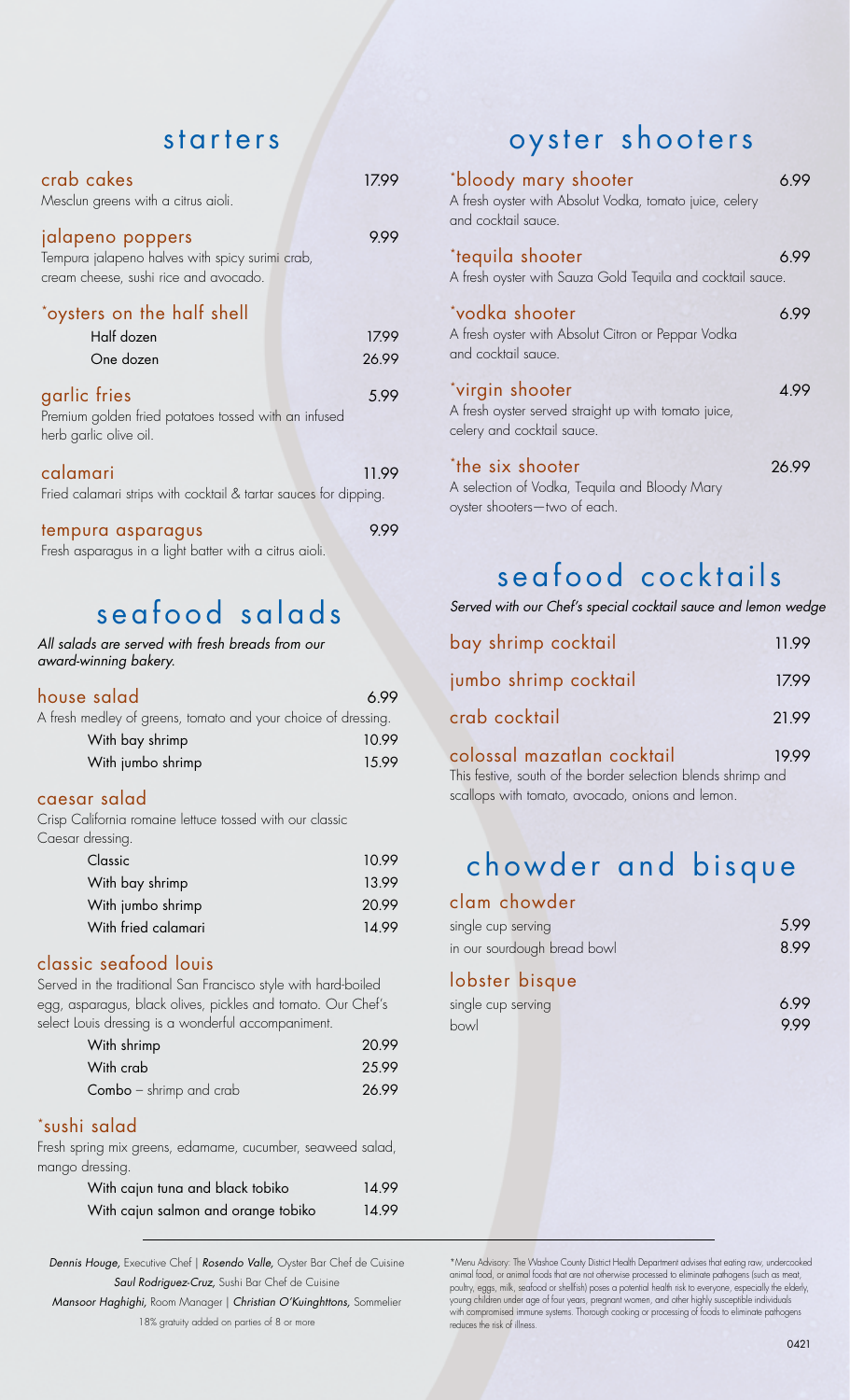## starters

**crab cakes** 17.99
Mesclun greens with a citrus aioli.

**jalapeno poppers** 9.99
Tempura jalapeno halves with spicy surimi crab, cream cheese, sushi rice and avocado.

**\*oysters on the half shell**

| | |
|---|---|
| Half dozen | 17.99 |
| One dozen | 26.99 |

**garlic fries** 5.99
Premium golden fried potatoes tossed with an infused herb garlic olive oil.

**calamari** 11.99
Fried calamari strips with cocktail & tartar sauces for dipping.

**tempura asparagus** 9.99
Fresh asparagus in a light batter with a citrus aioli.

## seafood salads

*All salads are served with fresh breads from our award-winning bakery.*

**house salad** 6.99
A fresh medley of greens, tomato and your choice of dressing.

| | |
|---|---|
| With bay shrimp | 10.99 |
| With jumbo shrimp | 15.99 |

**caesar salad**
Crisp California romaine lettuce tossed with our classic Caesar dressing.

| | |
|---|---|
| Classic | 10.99 |
| With bay shrimp | 13.99 |
| With jumbo shrimp | 20.99 |
| With fried calamari | 14.99 |

**classic seafood louis**
Served in the traditional San Francisco style with hard-boiled egg, asparagus, black olives, pickles and tomato. Our Chef's select Louis dressing is a wonderful accompaniment.

| | |
|---|---|
| With shrimp | 20.99 |
| With crab | 25.99 |
| Combo – shrimp and crab | 26.99 |

**\*sushi salad**
Fresh spring mix greens, edamame, cucumber, seaweed salad, mango dressing.

| | |
|---|---|
| With cajun tuna and black tobiko | 14.99 |
| With cajun salmon and orange tobiko | 14.99 |

*Dennis Houge,* Executive Chef | *Rosendo Valle,* Oyster Bar Chef de Cuisine
*Saul Rodriguez-Cruz,* Sushi Bar Chef de Cuisine
*Mansoor Haghighi,* Room Manager | *Christian O'Kuinghttons,* Sommelier
18% gratuity added on parties of 8 or more

## oyster shooters

**\*bloody mary shooter** 6.99
A fresh oyster with Absolut Vodka, tomato juice, celery and cocktail sauce.

**\*tequila shooter** 6.99
A fresh oyster with Sauza Gold Tequila and cocktail sauce.

**\*vodka shooter** 6.99
A fresh oyster with Absolut Citron or Peppar Vodka and cocktail sauce.

**\*virgin shooter** 4.99
A fresh oyster served straight up with tomato juice, celery and cocktail sauce.

**\*the six shooter** 26.99
A selection of Vodka, Tequila and Bloody Mary oyster shooters—two of each.

## seafood cocktails

*Served with our Chef's special cocktail sauce and lemon wedge*

| | |
|---|---|
| bay shrimp cocktail | 11.99 |
| jumbo shrimp cocktail | 17.99 |
| crab cocktail | 21.99 |

**colossal mazatlan cocktail** 19.99
This festive, south of the border selection blends shrimp and scallops with tomato, avocado, onions and lemon.

## chowder and bisque

**clam chowder**

| | |
|---|---|
| single cup serving | 5.99 |
| in our sourdough bread bowl | 8.99 |

**lobster bisque**

| | |
|---|---|
| single cup serving | 6.99 |
| bowl | 9.99 |

\*Menu Advisory: The Washoe County District Health Department advises that eating raw, undercooked animal food, or animal foods that are not otherwise processed to eliminate pathogens (such as meat, poultry, eggs, milk, seafood or shellfish) poses a potential health risk to everyone, especially the elderly, young children under age of four years, pregnant women, and other highly susceptible individuals with compromised immune systems. Thorough cooking or processing of foods to eliminate pathogens reduces the risk of illness.

0421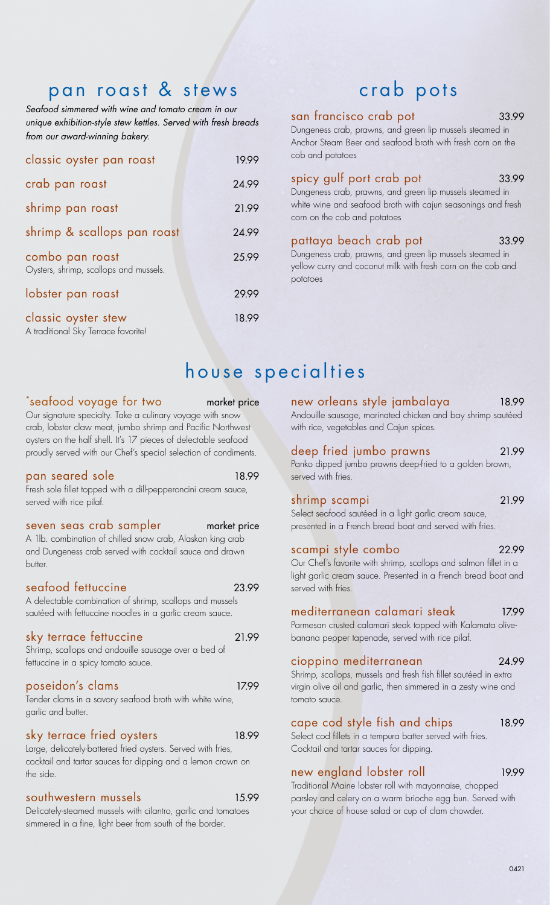## pan roast & stews

*Seafood simmered with wine and tomato cream in our unique exhibition-style stew kettles. Served with fresh breads from our award-winning bakery.*

**classic oyster pan roast** 19.99

**crab pan roast** 24.99

**shrimp pan roast** 21.99

**shrimp & scallops pan roast** 24.99

**combo pan roast** 25.99
Oysters, shrimp, scallops and mussels.

**lobster pan roast** 29.99

**classic oyster stew** 18.99
A traditional Sky Terrace favorite!

## crab pots

**san francisco crab pot** 33.99
Dungeness crab, prawns, and green lip mussels steamed in Anchor Steam Beer and seafood broth with fresh corn on the cob and potatoes

**spicy gulf port crab pot** 33.99
Dungeness crab, prawns, and green lip mussels steamed in white wine and seafood broth with cajun seasonings and fresh corn on the cob and potatoes

**pattaya beach crab pot** 33.99
Dungeness crab, prawns, and green lip mussels steamed in yellow curry and coconut milk with fresh corn on the cob and potatoes

## house specialties

**\*seafood voyage for two** market price
Our signature specialty. Take a culinary voyage with snow crab, lobster claw meat, jumbo shrimp and Pacific Northwest oysters on the half shell. It's 17 pieces of delectable seafood proudly served with our Chef's special selection of condiments.

**pan seared sole** 18.99
Fresh sole fillet topped with a dill-pepperoncini cream sauce, served with rice pilaf.

**seven seas crab sampler** market price
A 1lb. combination of chilled snow crab, Alaskan king crab and Dungeness crab served with cocktail sauce and drawn butter.

**seafood fettuccine** 23.99
A delectable combination of shrimp, scallops and mussels sautéed with fettuccine noodles in a garlic cream sauce.

**sky terrace fettuccine** 21.99
Shrimp, scallops and andouille sausage over a bed of fettuccine in a spicy tomato sauce.

**poseidon's clams** 17.99
Tender clams in a savory seafood broth with white wine, garlic and butter.

**sky terrace fried oysters** 18.99
Large, delicately-battered fried oysters. Served with fries, cocktail and tartar sauces for dipping and a lemon crown on the side.

**southwestern mussels** 15.99
Delicately-steamed mussels with cilantro, garlic and tomatoes simmered in a fine, light beer from south of the border.

**new orleans style jambalaya** 18.99
Andouille sausage, marinated chicken and bay shrimp sautéed with rice, vegetables and Cajun spices.

**deep fried jumbo prawns** 21.99
Panko dipped jumbo prawns deep-fried to a golden brown, served with fries.

**shrimp scampi** 21.99
Select seafood sautéed in a light garlic cream sauce, presented in a French bread boat and served with fries.

**scampi style combo** 22.99
Our Chef's favorite with shrimp, scallops and salmon fillet in a light garlic cream sauce. Presented in a French bread boat and served with fries.

**mediterranean calamari steak** 17.99
Parmesan crusted calamari steak topped with Kalamata olive-banana pepper tapenade, served with rice pilaf.

**cioppino mediterranean** 24.99
Shrimp, scallops, mussels and fresh fish fillet sautéed in extra virgin olive oil and garlic, then simmered in a zesty wine and tomato sauce.

**cape cod style fish and chips** 18.99
Select cod fillets in a tempura batter served with fries. Cocktail and tartar sauces for dipping.

**new england lobster roll** 19.99
Traditional Maine lobster roll with mayonnaise, chopped parsley and celery on a warm brioche egg bun. Served with your choice of house salad or cup of clam chowder.

0421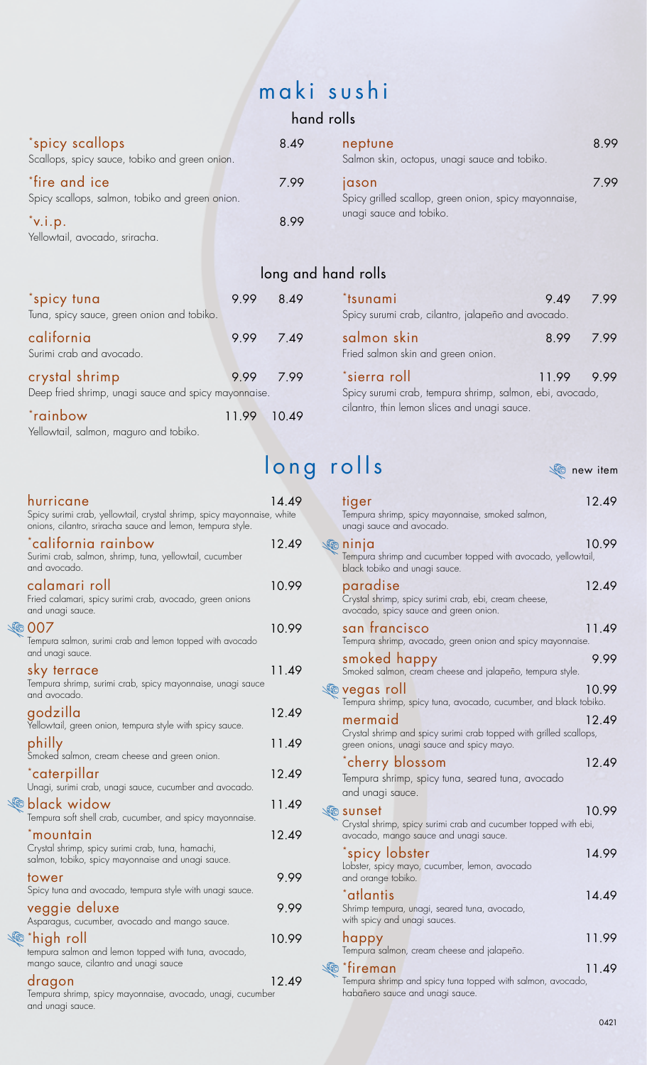# maki sushi

## hand rolls

**\*spicy scallops** — 8.49
Scallops, spicy sauce, tobiko and green onion.

**\*fire and ice** — 7.99
Spicy scallops, salmon, tobiko and green onion.

**\*v.i.p.** — 8.99
Yellowtail, avocado, sriracha.

**neptune** — 8.99
Salmon skin, octopus, unagi sauce and tobiko.

**jason** — 7.99
Spicy grilled scallop, green onion, spicy mayonnaise, unagi sauce and tobiko.

## long and hand rolls

| Item | Long | Hand |
|---|---|---|
| **\*spicy tuna** – Tuna, spicy sauce, green onion and tobiko. | 9.99 | 8.49 |
| **california** – Surimi crab and avocado. | 9.99 | 7.49 |
| **crystal shrimp** – Deep fried shrimp, unagi sauce and spicy mayonnaise. | 9.99 | 7.99 |
| **\*rainbow** – Yellowtail, salmon, maguro and tobiko. | 11.99 | 10.49 |
| **\*tsunami** – Spicy surumi crab, cilantro, jalapeño and avocado. | 9.49 | 7.99 |
| **salmon skin** – Fried salmon skin and green onion. | 8.99 | 7.99 |
| **\*sierra roll** – Spicy surumi crab, tempura shrimp, salmon, ebi, avocado, cilantro, thin lemon slices and unagi sauce. | 11.99 | 9.99 |

# long rolls

(new item)

**hurricane** — 14.49
Spicy surimi crab, yellowtail, crystal shrimp, spicy mayonnaise, white onions, cilantro, sriracha sauce and lemon, tempura style.

**\*california rainbow** — 12.49
Surimi crab, salmon, shrimp, tuna, yellowtail, cucumber and avocado.

**calamari roll** — 10.99
Fried calamari, spicy surimi crab, avocado, green onions and unagi sauce.

**007** (new item) — 10.99
Tempura salmon, surimi crab and lemon topped with avocado and unagi sauce.

**sky terrace** — 11.49
Tempura shrimp, surimi crab, spicy mayonnaise, unagi sauce and avocado.

**godzilla** — 12.49
Yellowtail, green onion, tempura style with spicy sauce.

**philly** — 11.49
Smoked salmon, cream cheese and green onion.

**\*caterpillar** — 12.49
Unagi, surimi crab, unagi sauce, cucumber and avocado.

**black widow** (new item) — 11.49
Tempura soft shell crab, cucumber, and spicy mayonnaise.

**\*mountain** — 12.49
Crystal shrimp, spicy surimi crab, tuna, hamachi, salmon, tobiko, spicy mayonnaise and unagi sauce.

**tower** — 9.99
Spicy tuna and avocado, tempura style with unagi sauce.

**veggie deluxe** — 9.99
Asparagus, cucumber, avocado and mango sauce.

**\*high roll** (new item) — 10.99
tempura salmon and lemon topped with tuna, avocado, mango sauce, cilantro and unagi sauce

**dragon** — 12.49
Tempura shrimp, spicy mayonnaise, avocado, unagi, cucumber and unagi sauce.

**tiger** — 12.49
Tempura shrimp, spicy mayonnaise, smoked salmon, unagi sauce and avocado.

**ninja** (new item) — 10.99
Tempura shrimp and cucumber topped with avocado, yellowtail, black tobiko and unagi sauce.

**paradise** — 12.49
Crystal shrimp, spicy surimi crab, ebi, cream cheese, avocado, spicy sauce and green onion.

**san francisco** — 11.49
Tempura shrimp, avocado, green onion and spicy mayonnaise.

**smoked happy** — 9.99
Smoked salmon, cream cheese and jalapeño, tempura style.

**vegas roll** (new item) — 10.99
Tempura shrimp, spicy tuna, avocado, cucumber, and black tobiko.

**mermaid** — 12.49
Crystal shrimp and spicy surimi crab topped with grilled scallops, green onions, unagi sauce and spicy mayo.

**\*cherry blossom** — 12.49
Tempura shrimp, spicy tuna, seared tuna, avocado and unagi sauce.

**sunset** (new item) — 10.99
Crystal shrimp, spicy surimi crab and cucumber topped with ebi, avocado, mango sauce and unagi sauce.

**\*spicy lobster** — 14.99
Lobster, spicy mayo, cucumber, lemon, avocado and orange tobiko.

**\*atlantis** — 14.49
Shrimp tempura, unagi, seared tuna, avocado, with spicy and unagi sauces.

**happy** — 11.99
Tempura salmon, cream cheese and jalapeño.

**\*fireman** (new item) — 11.49
Tempura shrimp and spicy tuna topped with salmon, avocado, habañero sauce and unagi sauce.

0421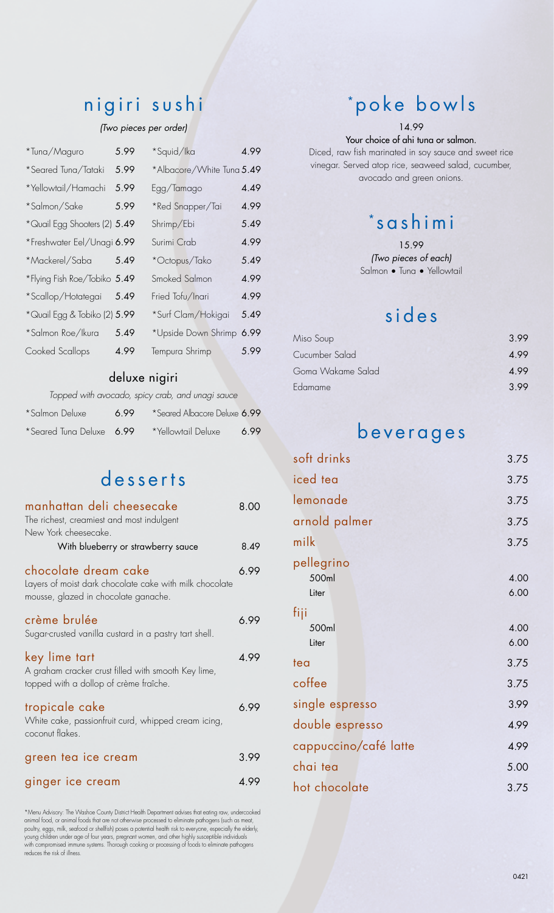## nigiri sushi

*(Two pieces per order)*

| | | | |
|---|---|---|---|
| *Tuna/Maguro | 5.99 | *Squid/Ika | 4.99 |
| *Seared Tuna/Tataki | 5.99 | *Albacore/White Tuna | 5.49 |
| *Yellowtail/Hamachi | 5.99 | Egg/Tamago | 4.49 |
| *Salmon/Sake | 5.99 | *Red Snapper/Tai | 4.99 |
| *Quail Egg Shooters (2) | 5.49 | Shrimp/Ebi | 5.49 |
| *Freshwater Eel/Unagi | 6.99 | Surimi Crab | 4.99 |
| *Mackerel/Saba | 5.49 | *Octopus/Tako | 5.49 |
| *Flying Fish Roe/Tobiko | 5.49 | Smoked Salmon | 4.99 |
| *Scallop/Hotategai | 5.49 | Fried Tofu/Inari | 4.99 |
| *Quail Egg & Tobiko (2) | 5.99 | *Surf Clam/Hokigai | 5.49 |
| *Salmon Roe/Ikura | 5.49 | *Upside Down Shrimp | 6.99 |
| Cooked Scallops | 4.99 | Tempura Shrimp | 5.99 |

### deluxe nigiri

*Topped with avocado, spicy crab, and unagi sauce*

| | | | |
|---|---|---|---|
| *Salmon Deluxe | 6.99 | *Seared Albacore Deluxe | 6.99 |
| *Seared Tuna Deluxe | 6.99 | *Yellowtail Deluxe | 6.99 |

## desserts

**manhattan deli cheesecake** 8.00
The richest, creamiest and most indulgent New York cheesecake.
With blueberry or strawberry sauce 8.49

**chocolate dream cake** 6.99
Layers of moist dark chocolate cake with milk chocolate mousse, glazed in chocolate ganache.

**crème brulée** 6.99
Sugar-crusted vanilla custard in a pastry tart shell.

**key lime tart** 4.99
A graham cracker crust filled with smooth Key lime, topped with a dollop of crème fraîche.

**tropicale cake** 6.99
White cake, passionfruit curd, whipped cream icing, coconut flakes.

**green tea ice cream** 3.99

**ginger ice cream** 4.99

*Menu Advisory: The Washoe County District Health Department advises that eating raw, undercooked animal food, or animal foods that are not otherwise processed to eliminate pathogens (such as meat, poultry, eggs, milk, seafood or shellfish) poses a potential health risk to everyone, especially the elderly, young children under age of four years, pregnant women, and other highly susceptible individuals with compromised immune systems. Thorough cooking or processing of foods to eliminate pathogens reduces the risk of illness.

## *poke bowls

14.99

Your choice of ahi tuna or salmon.

Diced, raw fish marinated in soy sauce and sweet rice vinegar. Served atop rice, seaweed salad, cucumber, avocado and green onions.

## *sashimi

15.99

*(Two pieces of each)*

Salmon • Tuna • Yellowtail

## sides

| | |
|---|---|
| Miso Soup | 3.99 |
| Cucumber Salad | 4.99 |
| Goma Wakame Salad | 4.99 |
| Edamame | 3.99 |

## beverages

| | |
|---|---|
| soft drinks | 3.75 |
| iced tea | 3.75 |
| lemonade | 3.75 |
| arnold palmer | 3.75 |
| milk | 3.75 |
| pellegrino | |
| 500ml | 4.00 |
| Liter | 6.00 |
| fiji | |
| 500ml | 4.00 |
| Liter | 6.00 |
| tea | 3.75 |
| coffee | 3.75 |
| single espresso | 3.99 |
| double espresso | 4.99 |
| cappuccino/café latte | 4.99 |
| chai tea | 5.00 |
| hot chocolate | 3.75 |

0421